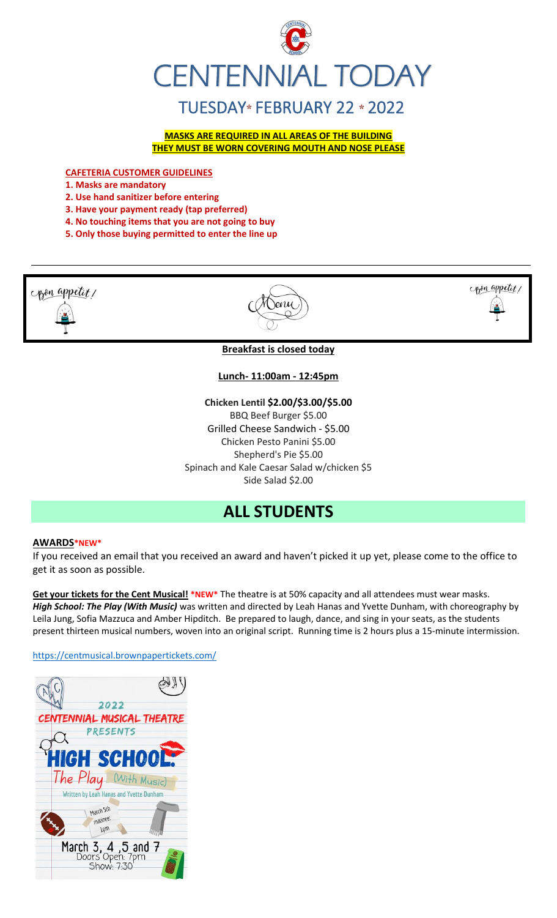# CENTENNIAL TODAY

## TUESDAY* FEBRUARY 22 * 2022

**MASKS ARE REQUIRED IN ALL AREAS OF THE BUILDING**
**THEY MUST BE WORN COVERING MOUTH AND NOSE PLEASE**

**CAFETERIA CUSTOMER GUIDELINES**

1. **Masks are mandatory**
2. **Use hand sanitizer before entering**
3. **Have your payment ready (tap preferred)**
4. **No touching items that you are not going to buy**
5. **Only those buying permitted to enter the line up**

---

Bon appetit! Menu Bon appetit!

**Breakfast is closed today**

**Lunch- 11:00am - 12:45pm**

**Chicken Lentil $2.00/$3.00/$5.00**
BBQ Beef Burger $5.00
Grilled Cheese Sandwich - $5.00
Chicken Pesto Panini $5.00
Shepherd's Pie $5.00
Spinach and Kale Caesar Salad w/chicken $5
Side Salad $2.00

## ALL STUDENTS

**AWARDS*NEW***

If you received an email that you received an award and haven't picked it up yet, please come to the office to get it as soon as possible.

**Get your tickets for the Cent Musical! *NEW*** The theatre is at 50% capacity and all attendees must wear masks. ***High School: The Play (With Music)*** was written and directed by Leah Hanas and Yvette Dunham, with choreography by Leila Jung, Sofia Mazzuca and Amber Hipditch. Be prepared to laugh, dance, and sing in your seats, as the students present thirteen musical numbers, woven into an original script. Running time is 2 hours plus a 15-minute intermission.

https://centmusical.brownpapertickets.com/

2022
CENTENNIAL MUSICAL THEATRE
PRESENTS
HIGH SCHOOL:
The Play (With Music)
Written by Leah Hanas and Yvette Dunham
March 5th matinee: 1pm
March 3, 4, 5 and 7
Doors Open: 7pm
Show: 7:30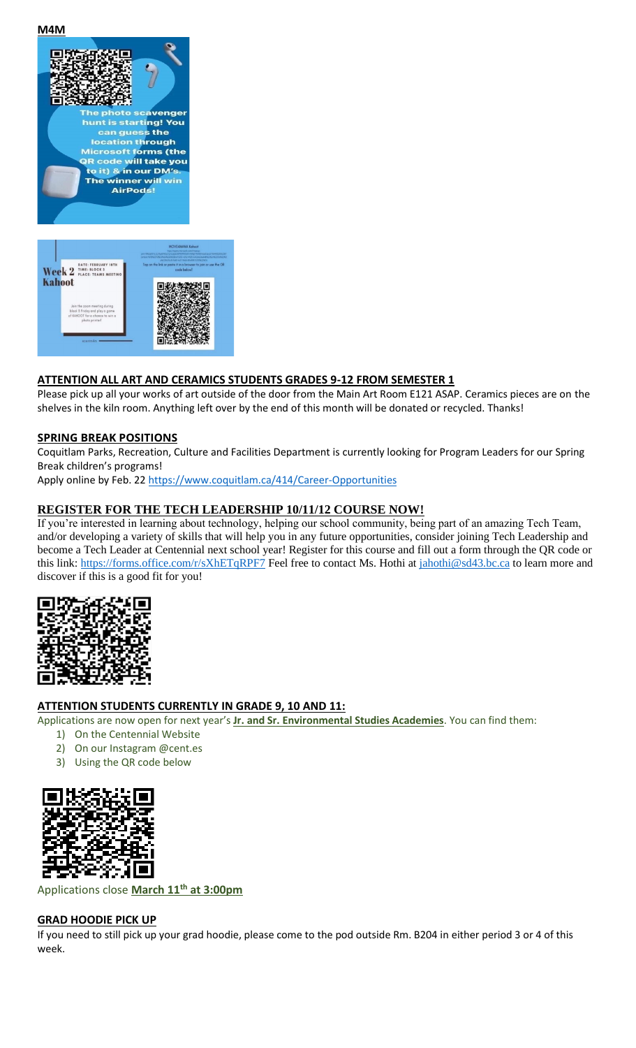**M4M**

The photo scavenger hunt is starting! You can guess the location through Microsoft forms (the QR code will take you to it) & in our DM's. The winner will win AirPods!

Week 2 Kahoot

DATE: FEBRUARY 19TH
TIME: BLOCK 3
PLACE: TEAMS MEETING

Join the zoom meeting during block 3 Friday and play a game of KAHOOT for a chance to win a photo printer!

MOVEMBER Kahoot

Tap on the link or paste it in a browser to join or use the QR code below!

**ATTENTION ALL ART AND CERAMICS STUDENTS GRADES 9-12 FROM SEMESTER 1**

Please pick up all your works of art outside of the door from the Main Art Room E121 ASAP. Ceramics pieces are on the shelves in the kiln room. Anything left over by the end of this month will be donated or recycled. Thanks!

**SPRING BREAK POSITIONS**

Coquitlam Parks, Recreation, Culture and Facilities Department is currently looking for Program Leaders for our Spring Break children's programs!

Apply online by Feb. 22 https://www.coquitlam.ca/414/Career-Opportunities

**REGISTER FOR THE TECH LEADERSHIP 10/11/12 COURSE NOW!**

If you're interested in learning about technology, helping our school community, being part of an amazing Tech Team, and/or developing a variety of skills that will help you in any future opportunities, consider joining Tech Leadership and become a Tech Leader at Centennial next school year! Register for this course and fill out a form through the QR code or this link: https://forms.office.com/r/sXhETqRPF7 Feel free to contact Ms. Hothi at jahothi@sd43.bc.ca to learn more and discover if this is a good fit for you!

**ATTENTION STUDENTS CURRENTLY IN GRADE 9, 10 AND 11:**

Applications are now open for next year's **Jr. and Sr. Environmental Studies Academies**. You can find them:

1) On the Centennial Website
2) On our Instagram @cent.es
3) Using the QR code below

Applications close **March 11th at 3:00pm**

**GRAD HOODIE PICK UP**

If you need to still pick up your grad hoodie, please come to the pod outside Rm. B204 in either period 3 or 4 of this week.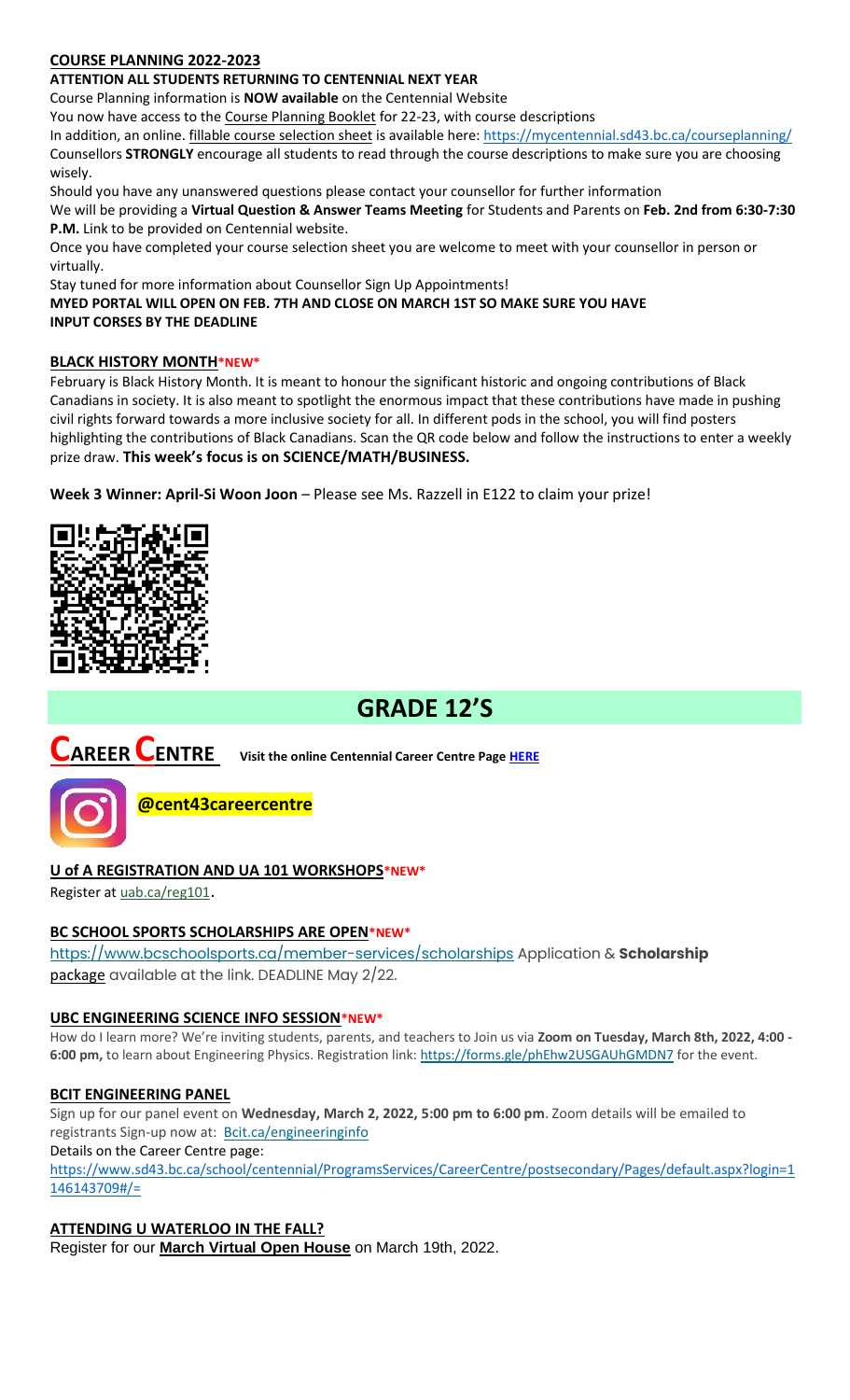**COURSE PLANNING 2022-2023**

**ATTENTION ALL STUDENTS RETURNING TO CENTENNIAL NEXT YEAR**

Course Planning information is **NOW available** on the Centennial Website

You now have access to the Course Planning Booklet for 22-23, with course descriptions

In addition, an online. fillable course selection sheet is available here: https://mycentennial.sd43.bc.ca/courseplanning/

Counsellors **STRONGLY** encourage all students to read through the course descriptions to make sure you are choosing wisely.

Should you have any unanswered questions please contact your counsellor for further information

We will be providing a **Virtual Question & Answer Teams Meeting** for Students and Parents on **Feb. 2nd from 6:30-7:30 P.M.** Link to be provided on Centennial website.

Once you have completed your course selection sheet you are welcome to meet with your counsellor in person or virtually.

Stay tuned for more information about Counsellor Sign Up Appointments!

**MYED PORTAL WILL OPEN ON FEB. 7TH AND CLOSE ON MARCH 1ST SO MAKE SURE YOU HAVE INPUT CORSES BY THE DEADLINE**

**BLACK HISTORY MONTH*NEW***

February is Black History Month. It is meant to honour the significant historic and ongoing contributions of Black Canadians in society. It is also meant to spotlight the enormous impact that these contributions have made in pushing civil rights forward towards a more inclusive society for all. In different pods in the school, you will find posters highlighting the contributions of Black Canadians. Scan the QR code below and follow the instructions to enter a weekly prize draw. **This week's focus is on SCIENCE/MATH/BUSINESS.**

**Week 3 Winner: April-Si Woon Joon** – Please see Ms. Razzell in E122 to claim your prize!

# GRADE 12'S

# CAREER CENTRE

**Visit the online Centennial Career Centre Page HERE**

**@cent43careercentre**

**U of A REGISTRATION AND UA 101 WORKSHOPS*NEW***

Register at uab.ca/reg101.

**BC SCHOOL SPORTS SCHOLARSHIPS ARE OPEN*NEW***

https://www.bcschoolsports.ca/member-services/scholarships Application & **Scholarship package** available at the link. DEADLINE May 2/22.

**UBC ENGINEERING SCIENCE INFO SESSION*NEW***

How do I learn more? We're inviting students, parents, and teachers to Join us via **Zoom on Tuesday, March 8th, 2022, 4:00 - 6:00 pm,** to learn about Engineering Physics. Registration link: https://forms.gle/phEhw2USGAUhGMDN7 for the event.

**BCIT ENGINEERING PANEL**

Sign up for our panel event on **Wednesday, March 2, 2022, 5:00 pm to 6:00 pm**. Zoom details will be emailed to registrants Sign-up now at: Bcit.ca/engineeringinfo

Details on the Career Centre page:

https://www.sd43.bc.ca/school/centennial/ProgramsServices/CareerCentre/postsecondary/Pages/default.aspx?login=1146143709#/=

**ATTENDING U WATERLOO IN THE FALL?**

Register for our **March Virtual Open House** on March 19th, 2022.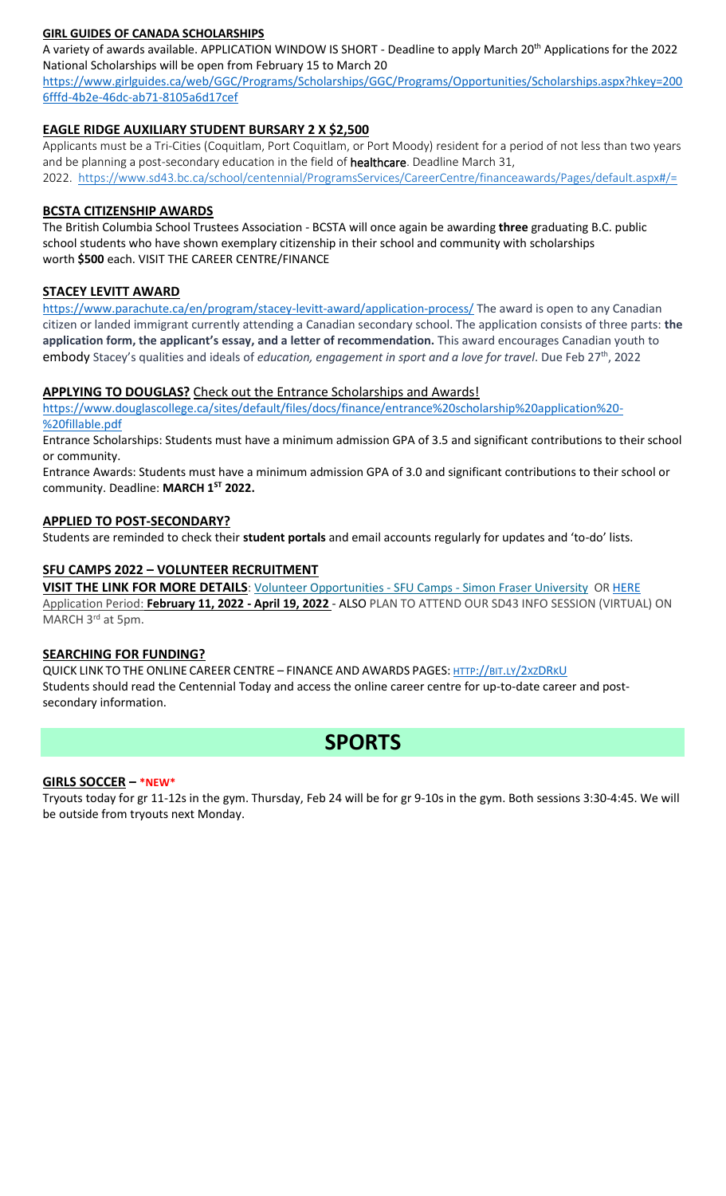**GIRL GUIDES OF CANADA SCHOLARSHIPS**

A variety of awards available. APPLICATION WINDOW IS SHORT - Deadline to apply March 20th Applications for the 2022 National Scholarships will be open from February 15 to March 20

https://www.girlguides.ca/web/GGC/Programs/Scholarships/GGC/Programs/Opportunities/Scholarships.aspx?hkey=2006fffd-4b2e-46dc-ab71-8105a6d17cef

**EAGLE RIDGE AUXILIARY STUDENT BURSARY 2 X $2,500**

Applicants must be a Tri-Cities (Coquitlam, Port Coquitlam, or Port Moody) resident for a period of not less than two years and be planning a post-secondary education in the field of **healthcare**. Deadline March 31, 2022. https://www.sd43.bc.ca/school/centennial/ProgramsServices/CareerCentre/financeawards/Pages/default.aspx#/=

**BCSTA CITIZENSHIP AWARDS**

The British Columbia School Trustees Association - BCSTA will once again be awarding **three** graduating B.C. public school students who have shown exemplary citizenship in their school and community with scholarships worth **$500** each. VISIT THE CAREER CENTRE/FINANCE

**STACEY LEVITT AWARD**

https://www.parachute.ca/en/program/stacey-levitt-award/application-process/ The award is open to any Canadian citizen or landed immigrant currently attending a Canadian secondary school. The application consists of three parts: **the application form, the applicant's essay, and a letter of recommendation.** This award encourages Canadian youth to embody Stacey's qualities and ideals of *education, engagement in sport and a love for travel*. Due Feb 27th, 2022

**APPLYING TO DOUGLAS?** Check out the Entrance Scholarships and Awards!

https://www.douglascollege.ca/sites/default/files/docs/finance/entrance%20scholarship%20application%20-%20fillable.pdf

Entrance Scholarships: Students must have a minimum admission GPA of 3.5 and significant contributions to their school or community.

Entrance Awards: Students must have a minimum admission GPA of 3.0 and significant contributions to their school or community. Deadline: **MARCH 1ST 2022.**

**APPLIED TO POST-SECONDARY?**

Students are reminded to check their **student portals** and email accounts regularly for updates and 'to-do' lists.

**SFU CAMPS 2022 – VOLUNTEER RECRUITMENT**

**VISIT THE LINK FOR MORE DETAILS**: Volunteer Opportunities - SFU Camps - Simon Fraser University OR HERE
Application Period: **February 11, 2022 - April 19, 2022** - ALSO PLAN TO ATTEND OUR SD43 INFO SESSION (VIRTUAL) ON MARCH 3rd at 5pm.

**SEARCHING FOR FUNDING?**

QUICK LINK TO THE ONLINE CAREER CENTRE – FINANCE AND AWARDS PAGES: HTTP://BIT.LY/2XZDRKU
Students should read the Centennial Today and access the online career centre for up-to-date career and post-secondary information.

# SPORTS

**GIRLS SOCCER – \*NEW\***

Tryouts today for gr 11-12s in the gym. Thursday, Feb 24 will be for gr 9-10s in the gym. Both sessions 3:30-4:45. We will be outside from tryouts next Monday.